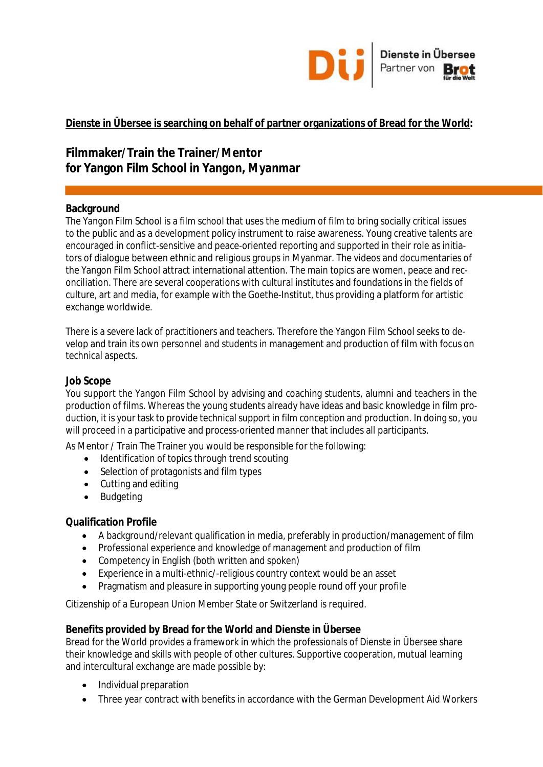**Dienste in Übersee is searching on behalf of partner organizations of Bread for the World:**

# Filmmaker/Train the Trainer/Mentor for Yangon Film School in Yangon, Myanmar

## Background

The Yangon Film School is a film school that uses the medium of film to bring socially critical issues to the public and as a development policy instrument to raise awareness. Young creative talents are encouraged in conflict-sensitive and peace-oriented reporting and supported in their role as initiators of dialogue between ethnic and religious groups in Myanmar. The videos and documentaries of the Yangon Film School attract international attention. The main topics are women, peace and reconciliation. There are several cooperations with cultural institutes and foundations in the fields of culture, art and media, for example with the Goethe-Institut, thus providing a platform for artistic exchange worldwide.

There is a severe lack of practitioners and teachers. Therefore the Yangon Film School seeks to develop and train its own personnel and students in management and production of film with focus on technical aspects.

## Job Scope

You support the Yangon Film School by advising and coaching students, alumni and teachers in the production of films. Whereas the young students already have ideas and basic knowledge in film production, it is your task to provide technical support in film conception and production. In doing so, you will proceed in a participative and process-oriented manner that includes all participants.

As Mentor / Train The Trainer you would be responsible for the following:

- Identification of topics through trend scouting
- Selection of protagonists and film types
- Cutting and editing
- Budgeting

## Qualification Profile

- A background/relevant qualification in media, preferably in production/management of film
- Professional experience and knowledge of management and production of film
- Competency in English (both written and spoken)
- Experience in a multi-ethnic/-religious country context would be an asset
- Pragmatism and pleasure in supporting young people round off your profile

Citizenship of a European Union Member State or Switzerland is required.

## Benefits provided by Bread for the World and Dienste in Übersee

Bread for the World provides a framework in which the professionals of Dienste in Übersee share their knowledge and skills with people of other cultures. Supportive cooperation, mutual learning and intercultural exchange are made possible by:

- Individual preparation
- Three year contract with benefits in accordance with the German Development Aid Workers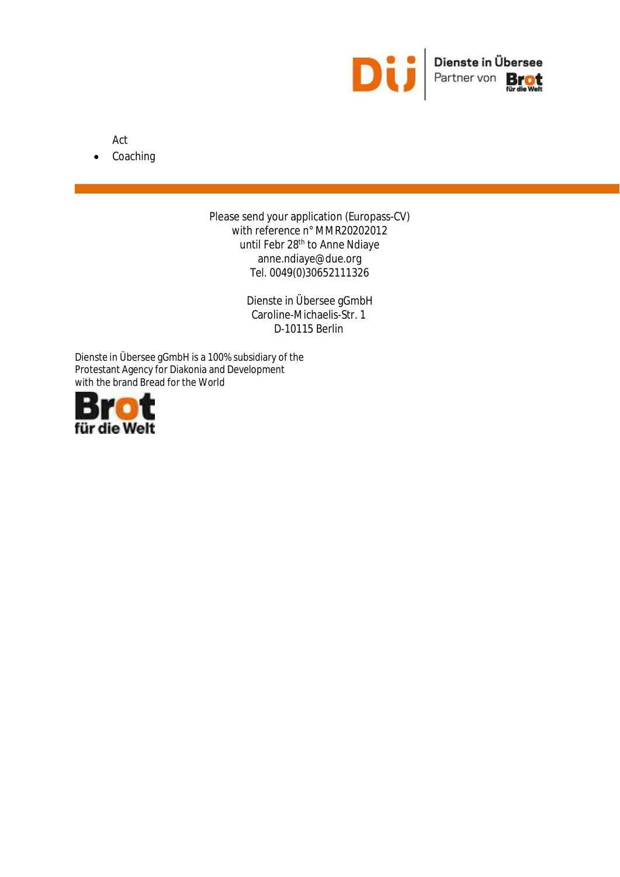Act

- Coaching

---

Please send your application (Europass-CV)
with reference n° MMR20202012
until Febr 28th to Anne Ndiaye
anne.ndiaye@due.org
Tel. 0049(0)30652111326

Dienste in Übersee gGmbH
Caroline-Michaelis-Str. 1
D-10115 Berlin

Dienste in Übersee gGmbH is a 100% subsidiary of the
Protestant Agency for Diakonia and Development
with the brand Bread for the World

Brot
für die Welt